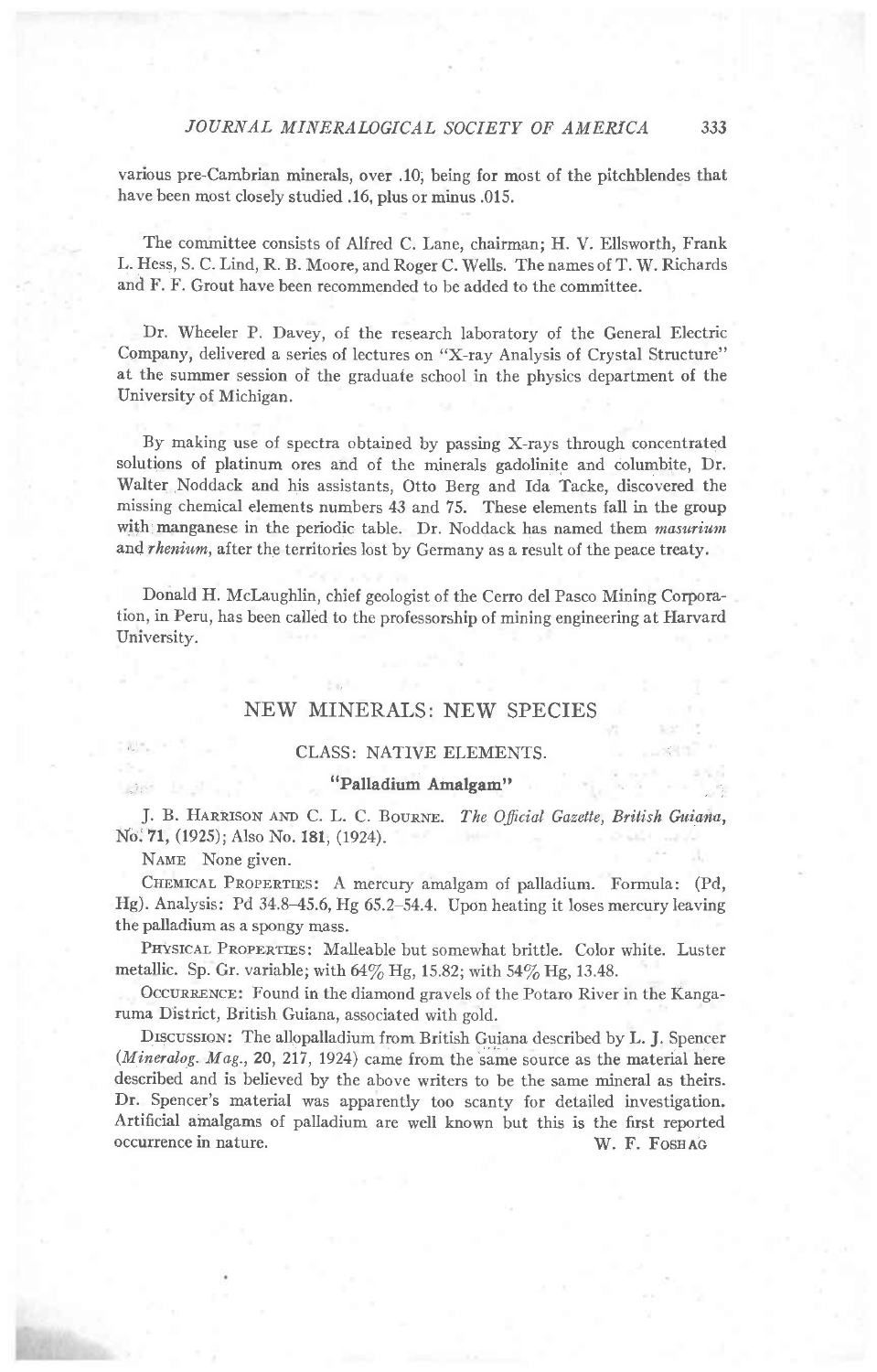various pre-Cambrian minerals, over .10, being for most of the pitchblendes that have been most closely studied .16, plus or minus .015.

The committee consists of Alfred C. Lane, chairman; H. V. Ellsworth, Frank L. Hess, S. C. Lind, R. B. Moore, and Roger C. Wells. The names of T. W. Richards and F. F. Grout have been recommended to be added to the committee.

Dr. Wheeler P. Davey, of the research laboratory of the General Electric Company, delivered a series of lectures on "X-ray Analysis of Crystal Structure" at the summer session of the graduate school in the physics department of the University of Michigan.

By making use of spectra obtained by passing X-rays through concentrated solutions of platinum ores and of the minerals gadolinite and columbite, Dr. Walter Noddack and his assistants, Otto Berg and Ida Tacke, discovered the missing chemical elements numbers 43 and 75. These elements fall in the group with manganese in the periodic table. Dr. Noddack has named them *masurium* and *rhenium*, after the territories lost by Germany as a result of the peace treaty.

Donald H. McLaughlin, chief geologist of the Cerro del Pasco Mining Corporation, in Peru, has been called to the professorship of mining engineering at Harvard University.

## NEW MINERALS: NEW SPECIES

### CLASS: NATIVE ELEMENTS.

#### "Palladium Amalgam"

J. B. Harrison and C. L. C. Bourne. *The Official Gazette, British Guiana*, No. 71, (1925); Also No. 181, (1924).

Name None given.

Chemical Properties: A mercury amalgam of palladium. Formula: (Pd, Hg). Analysis: Pd 34.8–45.6, Hg 65.2–54.4. Upon heating it loses mercury leaving the palladium as a spongy mass.

Physical Properties: Malleable but somewhat brittle. Color white. Luster metallic. Sp. Gr. variable; with 64% Hg, 15.82; with 54% Hg, 13.48.

Occurrence: Found in the diamond gravels of the Potaro River in the Kangaruma District, British Guiana, associated with gold.

Discussion: The allopalladium from British Guiana described by L. J. Spencer (*Mineralog. Mag.*, **20**, 217, 1924) came from the same source as the material here described and is believed by the above writers to be the same mineral as theirs. Dr. Spencer's material was apparently too scanty for detailed investigation. Artificial amalgams of palladium are well known but this is the first reported occurrence in nature.

W. F. Foshag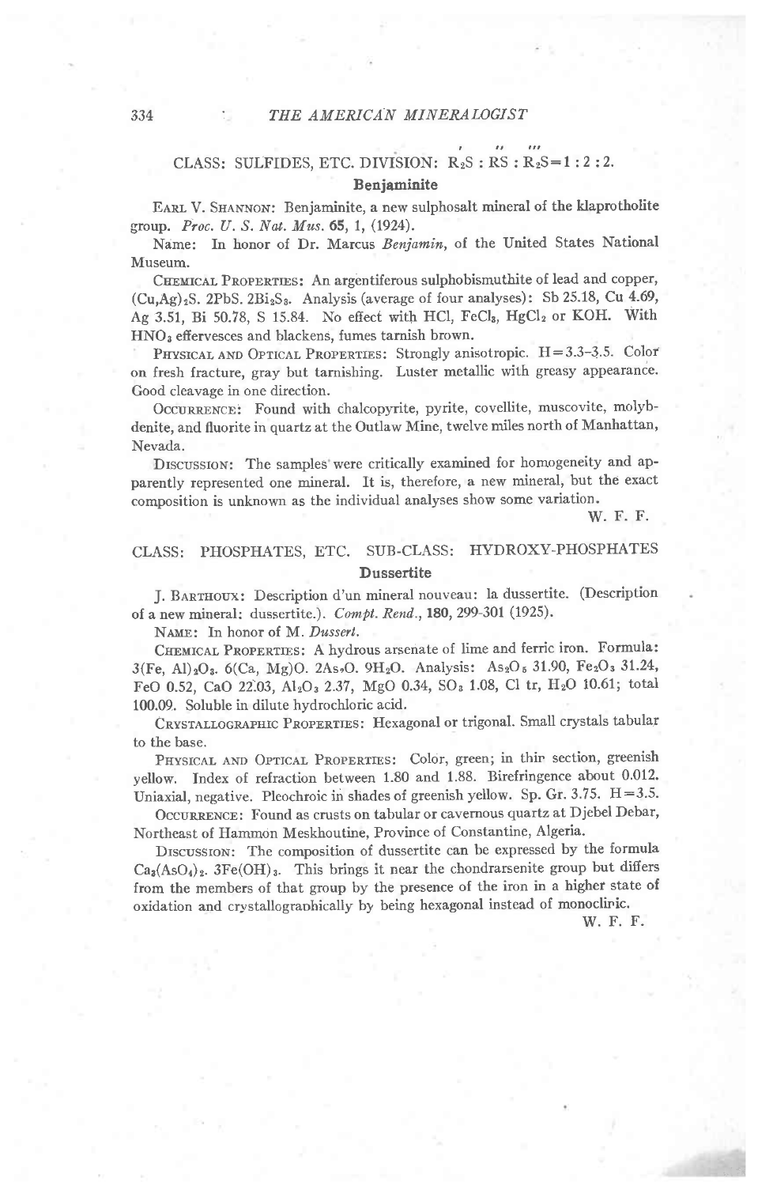CLASS: SULFIDES, ETC. DIVISION: $\overset{\prime}{R}_2S : \overset{\prime\prime}{R}S : \overset{\prime\prime\prime}{R}_2S = 1:2:2$.

### Benjaminite

EARL V. SHANNON: Benjaminite, a new sulphosalt mineral of the klaprotholite group. *Proc. U. S. Nat. Mus.* **65**, 1, (1924).

Name: In honor of Dr. Marcus *Benjamin*, of the United States National Museum.

CHEMICAL PROPERTIES: An argentiferous sulphobismuthite of lead and copper, $(Cu,Ag)_2S.\ 2PbS.\ 2Bi_2S_3$. Analysis (average of four analyses): Sb 25.18, Cu 4.69, Ag 3.51, Bi 50.78, S 15.84. No effect with HCl, $FeCl_3$, $HgCl_2$ or KOH. With $HNO_3$ effervesces and blackens, fumes tarnish brown.

PHYSICAL AND OPTICAL PROPERTIES: Strongly anisotropic. H=3.3–3.5. Color on fresh fracture, gray but tarnishing. Luster metallic with greasy appearance. Good cleavage in one direction.

OCCURRENCE: Found with chalcopyrite, pyrite, covellite, muscovite, molybdenite, and fluorite in quartz at the Outlaw Mine, twelve miles north of Manhattan, Nevada.

DISCUSSION: The samples were critically examined for homogeneity and apparently represented one mineral. It is, therefore, a new mineral, but the exact composition is unknown as the individual analyses show some variation.

W. F. F.

CLASS: PHOSPHATES, ETC. SUB-CLASS: HYDROXY-PHOSPHATES

### Dussertite

J. BARTHOUX: Description d'un mineral nouveau: la dussertite. (Description of a new mineral: dussertite.). *Compt. Rend.*, **180**, 299-301 (1925).

NAME: In honor of M. *Dussert.*

CHEMICAL PROPERTIES: A hydrous arsenate of lime and ferric iron. Formula: $3(Fe,Al)_2O_3.\ 6(Ca,Mg)O.\ 2As_2O.\ 9H_2O$. Analysis: $As_2O_5$ 31.90, $Fe_2O_3$ 31.24, FeO 0.52, CaO 22.03, $Al_2O_3$ 2.37, MgO 0.34, $SO_3$ 1.08, Cl tr, $H_2O$ 10.61; total 100.09. Soluble in dilute hydrochloric acid.

CRYSTALLOGRAPHIC PROPERTIES: Hexagonal or trigonal. Small crystals tabular to the base.

PHYSICAL AND OPTICAL PROPERTIES: Color, green; in thin section, greenish yellow. Index of refraction between 1.80 and 1.88. Birefringence about 0.012. Uniaxial, negative. Pleochroic in shades of greenish yellow. Sp. Gr. 3.75. H=3.5.

OCCURRENCE: Found as crusts on tabular or cavernous quartz at Djebel Debar, Northeast of Hammon Meskhoutine, Province of Constantine, Algeria.

DISCUSSION: The composition of dussertite can be expressed by the formula $Ca_3(AsO_4)_2.\ 3Fe(OH)_3$. This brings it near the chondrarsenite group but differs from the members of that group by the presence of the iron in a higher state of oxidation and crystallographically by being hexagonal instead of monoclinic.

W. F. F.